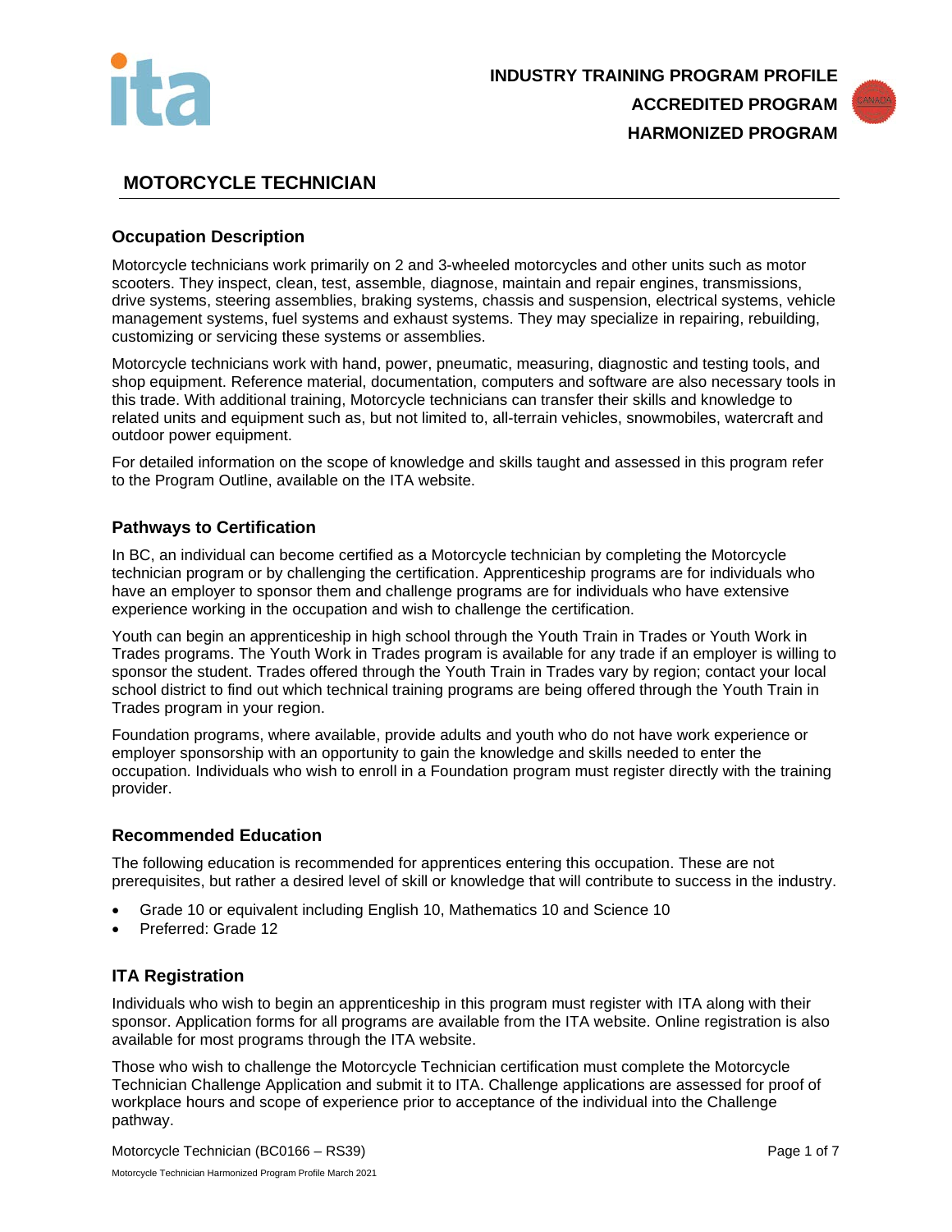**INDUSTRY TRAINING PROGRAM PROFILE**
**ACCREDITED PROGRAM**
**HARMONIZED PROGRAM**

# MOTORCYCLE TECHNICIAN

## Occupation Description

Motorcycle technicians work primarily on 2 and 3-wheeled motorcycles and other units such as motor scooters. They inspect, clean, test, assemble, diagnose, maintain and repair engines, transmissions, drive systems, steering assemblies, braking systems, chassis and suspension, electrical systems, vehicle management systems, fuel systems and exhaust systems. They may specialize in repairing, rebuilding, customizing or servicing these systems or assemblies.

Motorcycle technicians work with hand, power, pneumatic, measuring, diagnostic and testing tools, and shop equipment. Reference material, documentation, computers and software are also necessary tools in this trade. With additional training, Motorcycle technicians can transfer their skills and knowledge to related units and equipment such as, but not limited to, all-terrain vehicles, snowmobiles, watercraft and outdoor power equipment.

For detailed information on the scope of knowledge and skills taught and assessed in this program refer to the Program Outline, available on the ITA website.

## Pathways to Certification

In BC, an individual can become certified as a Motorcycle technician by completing the Motorcycle technician program or by challenging the certification. Apprenticeship programs are for individuals who have an employer to sponsor them and challenge programs are for individuals who have extensive experience working in the occupation and wish to challenge the certification.

Youth can begin an apprenticeship in high school through the Youth Train in Trades or Youth Work in Trades programs. The Youth Work in Trades program is available for any trade if an employer is willing to sponsor the student. Trades offered through the Youth Train in Trades vary by region; contact your local school district to find out which technical training programs are being offered through the Youth Train in Trades program in your region.

Foundation programs, where available, provide adults and youth who do not have work experience or employer sponsorship with an opportunity to gain the knowledge and skills needed to enter the occupation. Individuals who wish to enroll in a Foundation program must register directly with the training provider.

## Recommended Education

The following education is recommended for apprentices entering this occupation. These are not prerequisites, but rather a desired level of skill or knowledge that will contribute to success in the industry.

- Grade 10 or equivalent including English 10, Mathematics 10 and Science 10
- Preferred: Grade 12

## ITA Registration

Individuals who wish to begin an apprenticeship in this program must register with ITA along with their sponsor. Application forms for all programs are available from the ITA website. Online registration is also available for most programs through the ITA website.

Those who wish to challenge the Motorcycle Technician certification must complete the Motorcycle Technician Challenge Application and submit it to ITA. Challenge applications are assessed for proof of workplace hours and scope of experience prior to acceptance of the individual into the Challenge pathway.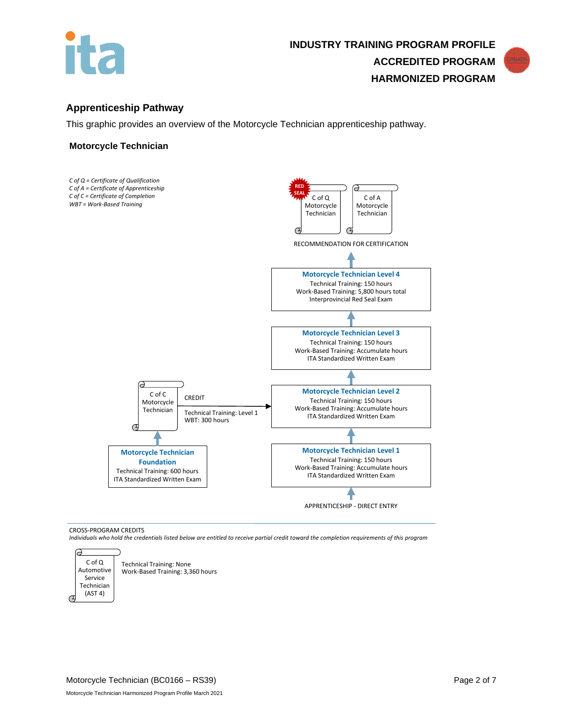**INDUSTRY TRAINING PROGRAM PROFILE**
**ACCREDITED PROGRAM**
**HARMONIZED PROGRAM**

## Apprenticeship Pathway

This graphic provides an overview of the Motorcycle Technician apprenticeship pathway.

### Motorcycle Technician

*C of Q = Certificate of Qualification*
*C of A = Certificate of Apprenticeship*
*C of C = Certificate of Completion*
*WBT = Work-Based Training*

RED SEAL — C of Q Motorcycle Technician

C of A Motorcycle Technician

RECOMMENDATION FOR CERTIFICATION

↑

**Motorcycle Technician Level 4**
Technical Training: 150 hours
Work-Based Training: 5,800 hours total
Interprovincial Red Seal Exam

↑

**Motorcycle Technician Level 3**
Technical Training: 150 hours
Work-Based Training: Accumulate hours
ITA Standardized Written Exam

↑

**Motorcycle Technician Level 2**
Technical Training: 150 hours
Work-Based Training: Accumulate hours
ITA Standardized Written Exam

↑

**Motorcycle Technician Level 1**
Technical Training: 150 hours
Work-Based Training: Accumulate hours
ITA Standardized Written Exam

↑

APPRENTICESHIP - DIRECT ENTRY

**Motorcycle Technician Foundation**
Technical Training: 600 hours
ITA Standardized Written Exam

↑

C of C Motorcycle Technician

CREDIT →
Technical Training: Level 1
WBT: 300 hours

CROSS-PROGRAM CREDITS
*Individuals who hold the credentials listed below are entitled to receive partial credit toward the completion requirements of this program*

C of Q Automotive Service Technician (AST 4)

Technical Training: None
Work-Based Training: 3,360 hours

Motorcycle Technician (BC0166 – RS39)

Motorcycle Technician Harmonized Program Profile March 2021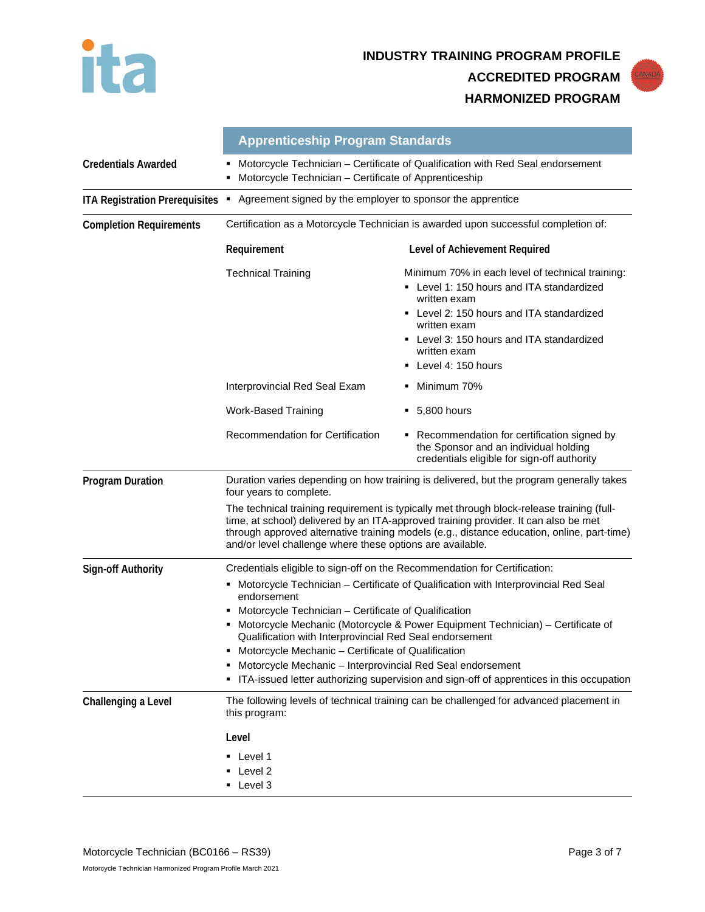**INDUSTRY TRAINING PROGRAM PROFILE**
**ACCREDITED PROGRAM**
**HARMONIZED PROGRAM**

## Apprenticeship Program Standards

**Credentials Awarded**

- Motorcycle Technician – Certificate of Qualification with Red Seal endorsement
- Motorcycle Technician – Certificate of Apprenticeship

**ITA Registration Prerequisites**

- Agreement signed by the employer to sponsor the apprentice

**Completion Requirements**

Certification as a Motorcycle Technician is awarded upon successful completion of:

| Requirement | Level of Achievement Required |
|---|---|
| Technical Training | Minimum 70% in each level of technical training:<br>▪ Level 1: 150 hours and ITA standardized written exam<br>▪ Level 2: 150 hours and ITA standardized written exam<br>▪ Level 3: 150 hours and ITA standardized written exam<br>▪ Level 4: 150 hours |
| Interprovincial Red Seal Exam | ▪ Minimum 70% |
| Work-Based Training | ▪ 5,800 hours |
| Recommendation for Certification | ▪ Recommendation for certification signed by the Sponsor and an individual holding credentials eligible for sign-off authority |

**Program Duration**

Duration varies depending on how training is delivered, but the program generally takes four years to complete.

The technical training requirement is typically met through block-release training (full-time, at school) delivered by an ITA-approved training provider. It can also be met through approved alternative training models (e.g., distance education, online, part-time) and/or level challenge where these options are available.

**Sign-off Authority**

Credentials eligible to sign-off on the Recommendation for Certification:

- Motorcycle Technician – Certificate of Qualification with Interprovincial Red Seal endorsement
- Motorcycle Technician – Certificate of Qualification
- Motorcycle Mechanic (Motorcycle & Power Equipment Technician) – Certificate of Qualification with Interprovincial Red Seal endorsement
- Motorcycle Mechanic – Certificate of Qualification
- Motorcycle Mechanic – Interprovincial Red Seal endorsement
- ITA-issued letter authorizing supervision and sign-off of apprentices in this occupation

**Challenging a Level**

The following levels of technical training can be challenged for advanced placement in this program:

**Level**

- Level 1
- Level 2
- Level 3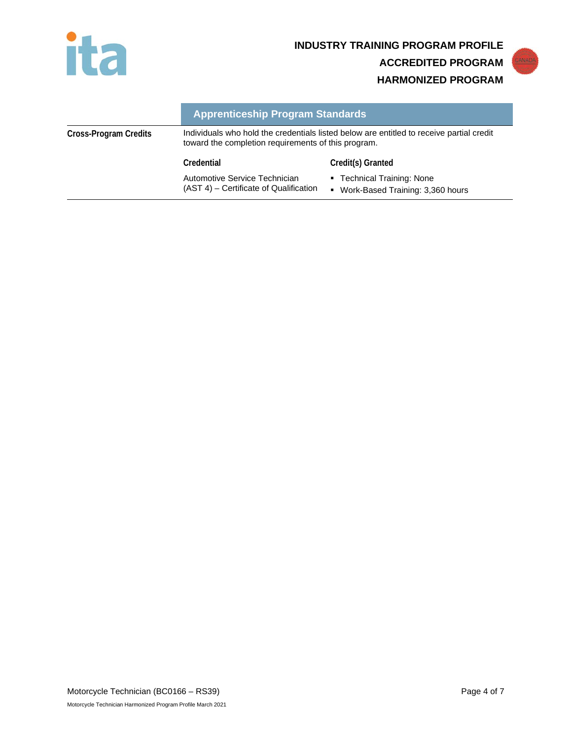## Apprenticeship Program Standards

**Cross-Program Credits**

Individuals who hold the credentials listed below are entitled to receive partial credit toward the completion requirements of this program.

| Credential | Credit(s) Granted |
| --- | --- |
| Automotive Service Technician (AST 4) – Certificate of Qualification | ▪ Technical Training: None<br>▪ Work-Based Training: 3,360 hours |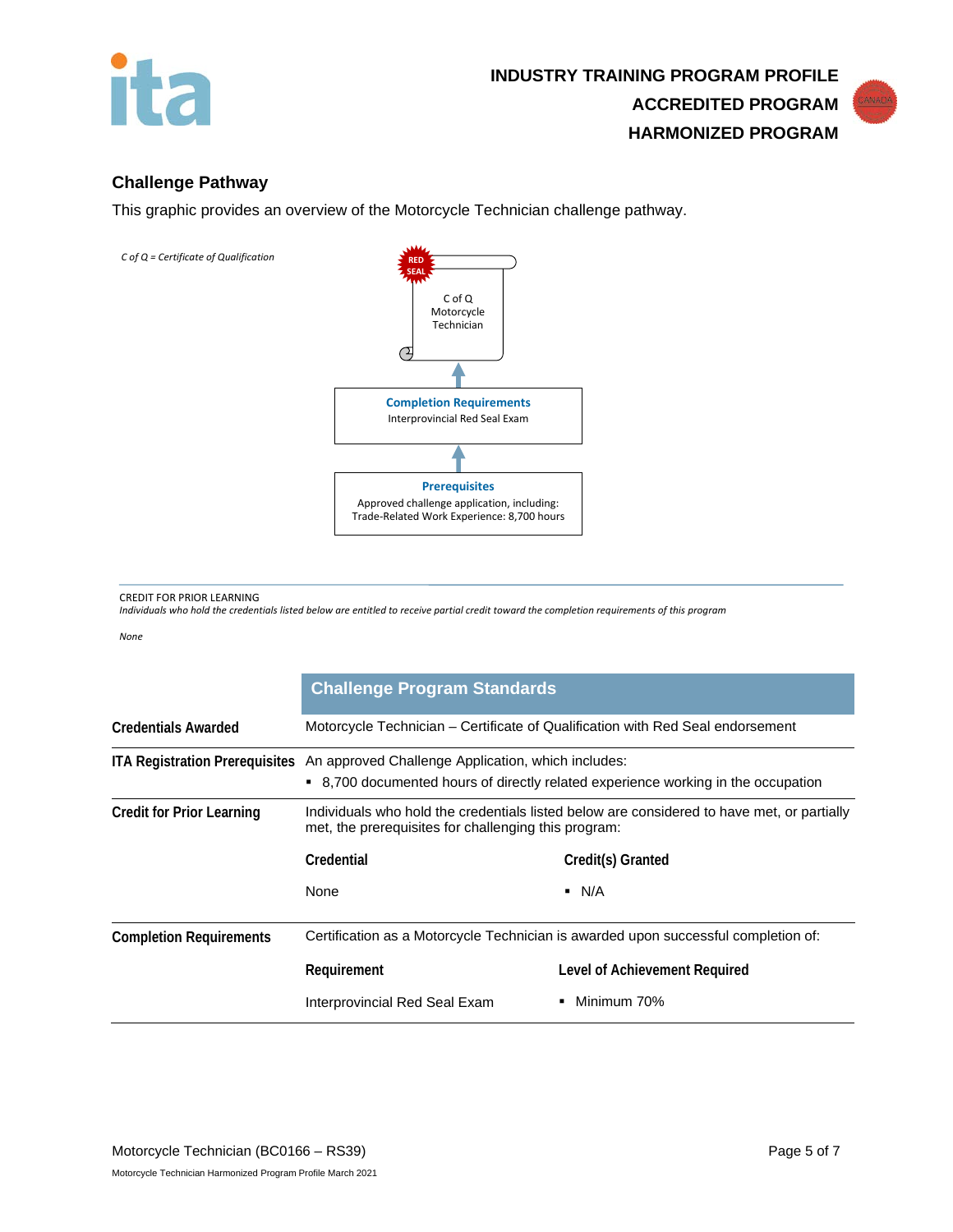INDUSTRY TRAINING PROGRAM PROFILE
ACCREDITED PROGRAM
HARMONIZED PROGRAM

## Challenge Pathway

This graphic provides an overview of the Motorcycle Technician challenge pathway.

*C of Q = Certificate of Qualification*

RED SEAL

C of Q Motorcycle Technician

↑

**Completion Requirements**
Interprovincial Red Seal Exam

↑

**Prerequisites**
Approved challenge application, including:
Trade-Related Work Experience: 8,700 hours

CREDIT FOR PRIOR LEARNING
*Individuals who hold the credentials listed below are entitled to receive partial credit toward the completion requirements of this program*

*None*

| | Challenge Program Standards | |
|---|---|---|
| **Credentials Awarded** | Motorcycle Technician – Certificate of Qualification with Red Seal endorsement | |
| **ITA Registration Prerequisites** | An approved Challenge Application, which includes:<br>▪ 8,700 documented hours of directly related experience working in the occupation | |
| **Credit for Prior Learning** | Individuals who hold the credentials listed below are considered to have met, or partially met, the prerequisites for challenging this program: | |
| | **Credential** | **Credit(s) Granted** |
| | None | ▪ N/A |
| **Completion Requirements** | Certification as a Motorcycle Technician is awarded upon successful completion of: | |
| | **Requirement** | **Level of Achievement Required** |
| | Interprovincial Red Seal Exam | ▪ Minimum 70% |

Motorcycle Technician (BC0166 – RS39)
Motorcycle Technician Harmonized Program Profile March 2021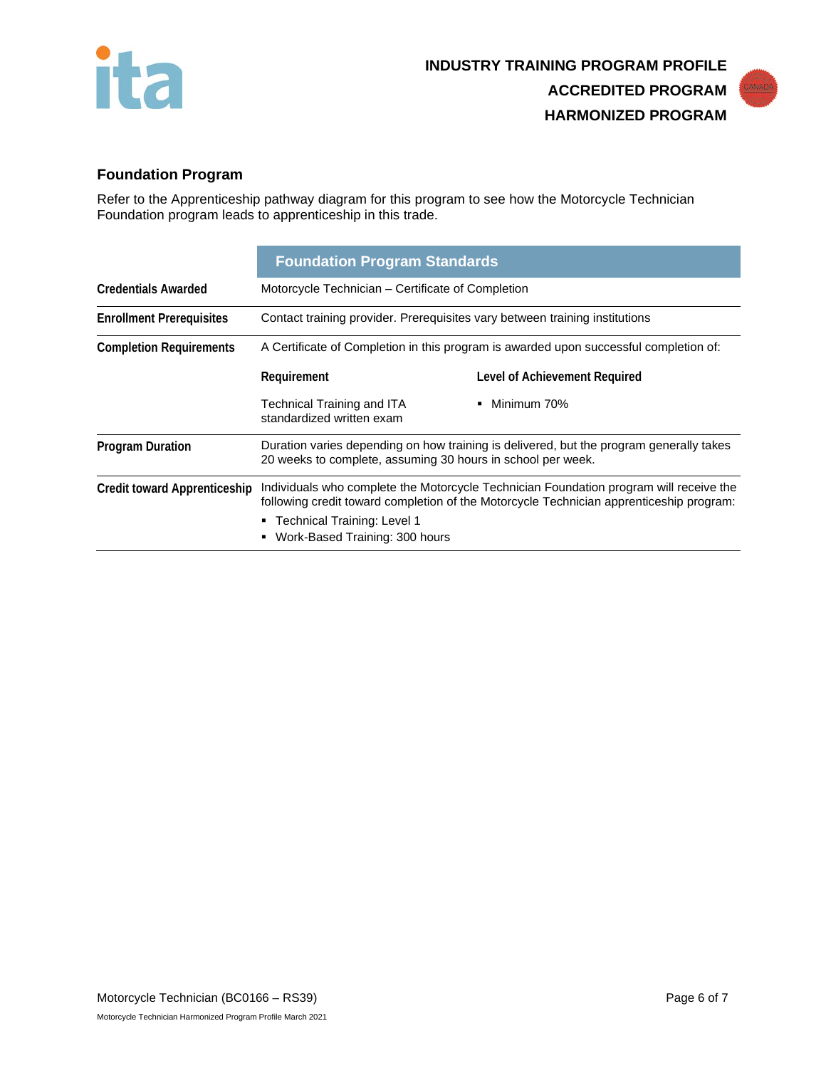## Foundation Program

Refer to the Apprenticeship pathway diagram for this program to see how the Motorcycle Technician Foundation program leads to apprenticeship in this trade.

| | Foundation Program Standards | |
|---|---|---|
| **Credentials Awarded** | Motorcycle Technician – Certificate of Completion | |
| **Enrollment Prerequisites** | Contact training provider. Prerequisites vary between training institutions | |
| **Completion Requirements** | A Certificate of Completion in this program is awarded upon successful completion of: | |
| | **Requirement** | **Level of Achievement Required** |
| | Technical Training and ITA standardized written exam | ▪ Minimum 70% |
| **Program Duration** | Duration varies depending on how training is delivered, but the program generally takes 20 weeks to complete, assuming 30 hours in school per week. | |
| **Credit toward Apprenticeship** | Individuals who complete the Motorcycle Technician Foundation program will receive the following credit toward completion of the Motorcycle Technician apprenticeship program:<br>▪ Technical Training: Level 1<br>▪ Work-Based Training: 300 hours | |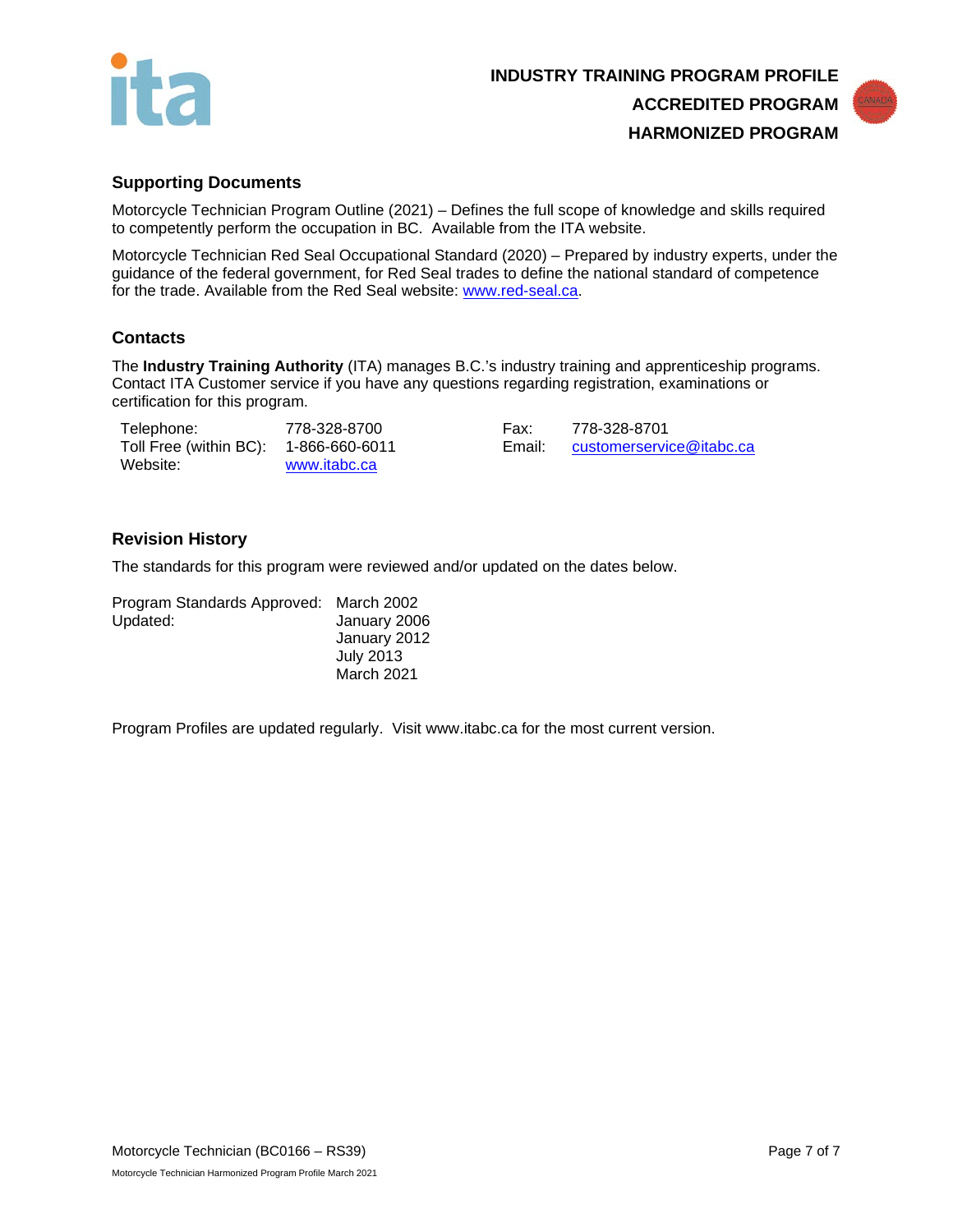## Supporting Documents

Motorcycle Technician Program Outline (2021) – Defines the full scope of knowledge and skills required to competently perform the occupation in BC. Available from the ITA website.

Motorcycle Technician Red Seal Occupational Standard (2020) – Prepared by industry experts, under the guidance of the federal government, for Red Seal trades to define the national standard of competence for the trade. Available from the Red Seal website: www.red-seal.ca.

## Contacts

The **Industry Training Authority** (ITA) manages B.C.'s industry training and apprenticeship programs. Contact ITA Customer service if you have any questions regarding registration, examinations or certification for this program.

| | | | |
|---|---|---|---|
| Telephone: | 778-328-8700 | Fax: | 778-328-8701 |
| Toll Free (within BC): | 1-866-660-6011 | Email: | customerservice@itabc.ca |
| Website: | www.itabc.ca | | |

## Revision History

The standards for this program were reviewed and/or updated on the dates below.

| | |
|---|---|
| Program Standards Approved: | March 2002 |
| Updated: | January 2006 |
| | January 2012 |
| | July 2013 |
| | March 2021 |

Program Profiles are updated regularly. Visit www.itabc.ca for the most current version.